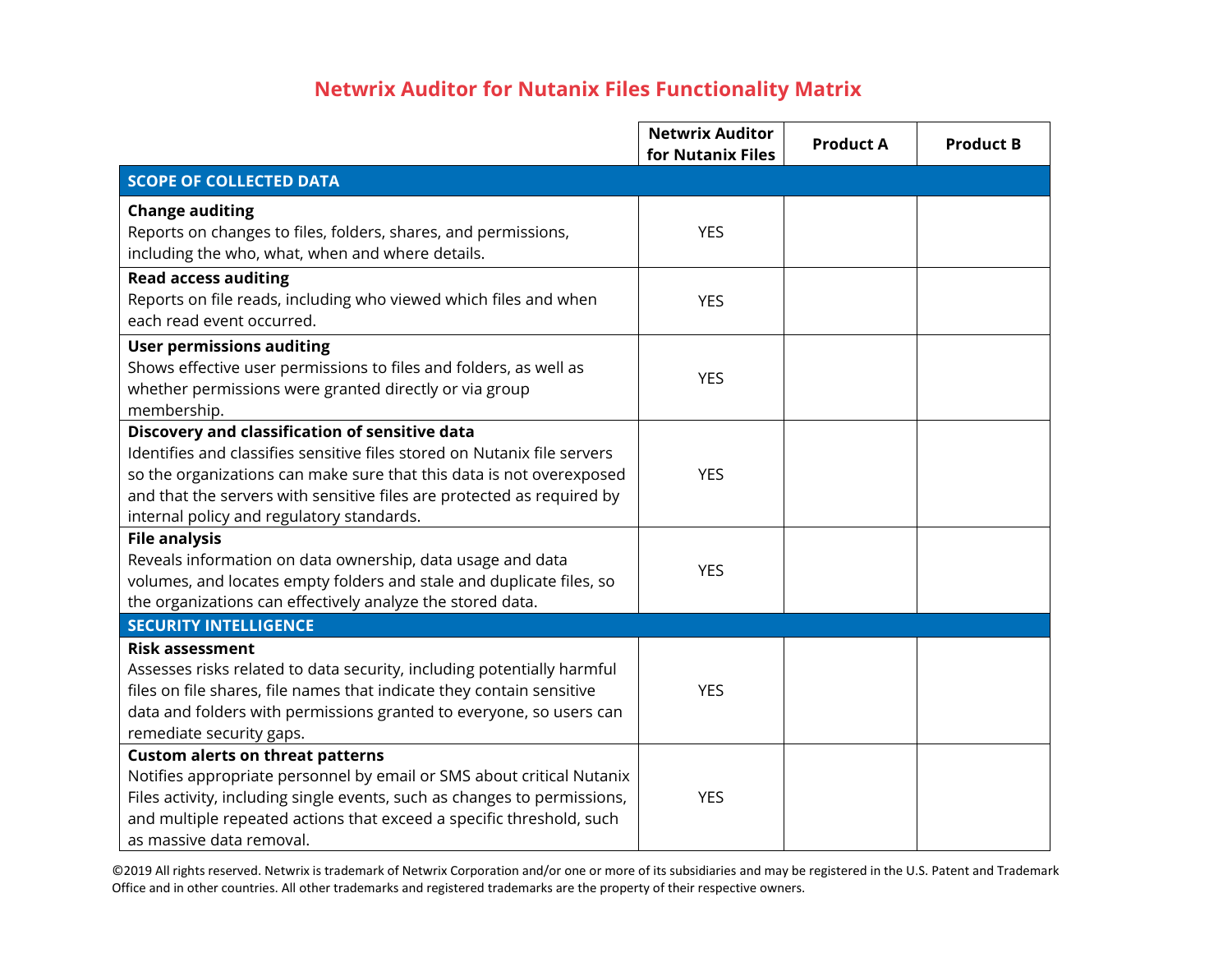# Netwrix Auditor for Nutanix Files Functionality Matrix

| | Netwrix Auditor for Nutanix Files | Product A | Product B |
|---|---|---|---|
| **SCOPE OF COLLECTED DATA** | | | |
| **Change auditing**<br>Reports on changes to files, folders, shares, and permissions, including the who, what, when and where details. | YES | | |
| **Read access auditing**<br>Reports on file reads, including who viewed which files and when each read event occurred. | YES | | |
| **User permissions auditing**<br>Shows effective user permissions to files and folders, as well as whether permissions were granted directly or via group membership. | YES | | |
| **Discovery and classification of sensitive data**<br>Identifies and classifies sensitive files stored on Nutanix file servers so the organizations can make sure that this data is not overexposed and that the servers with sensitive files are protected as required by internal policy and regulatory standards. | YES | | |
| **File analysis**<br>Reveals information on data ownership, data usage and data volumes, and locates empty folders and stale and duplicate files, so the organizations can effectively analyze the stored data. | YES | | |
| **SECURITY INTELLIGENCE** | | | |
| **Risk assessment**<br>Assesses risks related to data security, including potentially harmful files on file shares, file names that indicate they contain sensitive data and folders with permissions granted to everyone, so users can remediate security gaps. | YES | | |
| **Custom alerts on threat patterns**<br>Notifies appropriate personnel by email or SMS about critical Nutanix Files activity, including single events, such as changes to permissions, and multiple repeated actions that exceed a specific threshold, such as massive data removal. | YES | | |

©2019 All rights reserved. Netwrix is trademark of Netwrix Corporation and/or one or more of its subsidiaries and may be registered in the U.S. Patent and Trademark Office and in other countries. All other trademarks and registered trademarks are the property of their respective owners.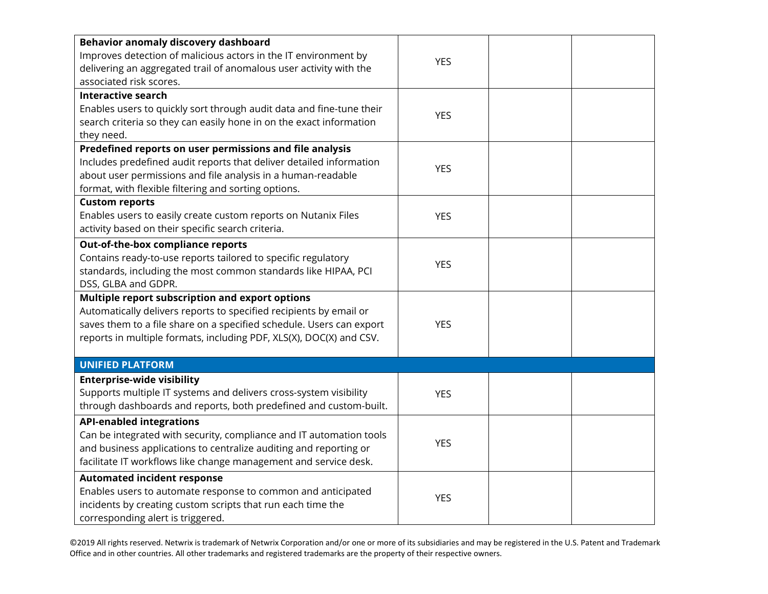| | | | |
|---|---|---|---|
| **Behavior anomaly discovery dashboard**<br>Improves detection of malicious actors in the IT environment by delivering an aggregated trail of anomalous user activity with the associated risk scores. | YES | | |
| **Interactive search**<br>Enables users to quickly sort through audit data and fine-tune their search criteria so they can easily hone in on the exact information they need. | YES | | |
| **Predefined reports on user permissions and file analysis**<br>Includes predefined audit reports that deliver detailed information about user permissions and file analysis in a human-readable format, with flexible filtering and sorting options. | YES | | |
| **Custom reports**<br>Enables users to easily create custom reports on Nutanix Files activity based on their specific search criteria. | YES | | |
| **Out-of-the-box compliance reports**<br>Contains ready-to-use reports tailored to specific regulatory standards, including the most common standards like HIPAA, PCI DSS, GLBA and GDPR. | YES | | |
| **Multiple report subscription and export options**<br>Automatically delivers reports to specified recipients by email or saves them to a file share on a specified schedule. Users can export reports in multiple formats, including PDF, XLS(X), DOC(X) and CSV. | YES | | |
| **UNIFIED PLATFORM** | | | |
| **Enterprise-wide visibility**<br>Supports multiple IT systems and delivers cross-system visibility through dashboards and reports, both predefined and custom-built. | YES | | |
| **API-enabled integrations**<br>Can be integrated with security, compliance and IT automation tools and business applications to centralize auditing and reporting or facilitate IT workflows like change management and service desk. | YES | | |
| **Automated incident response**<br>Enables users to automate response to common and anticipated incidents by creating custom scripts that run each time the corresponding alert is triggered. | YES | | |

©2019 All rights reserved. Netwrix is trademark of Netwrix Corporation and/or one or more of its subsidiaries and may be registered in the U.S. Patent and Trademark Office and in other countries. All other trademarks and registered trademarks are the property of their respective owners.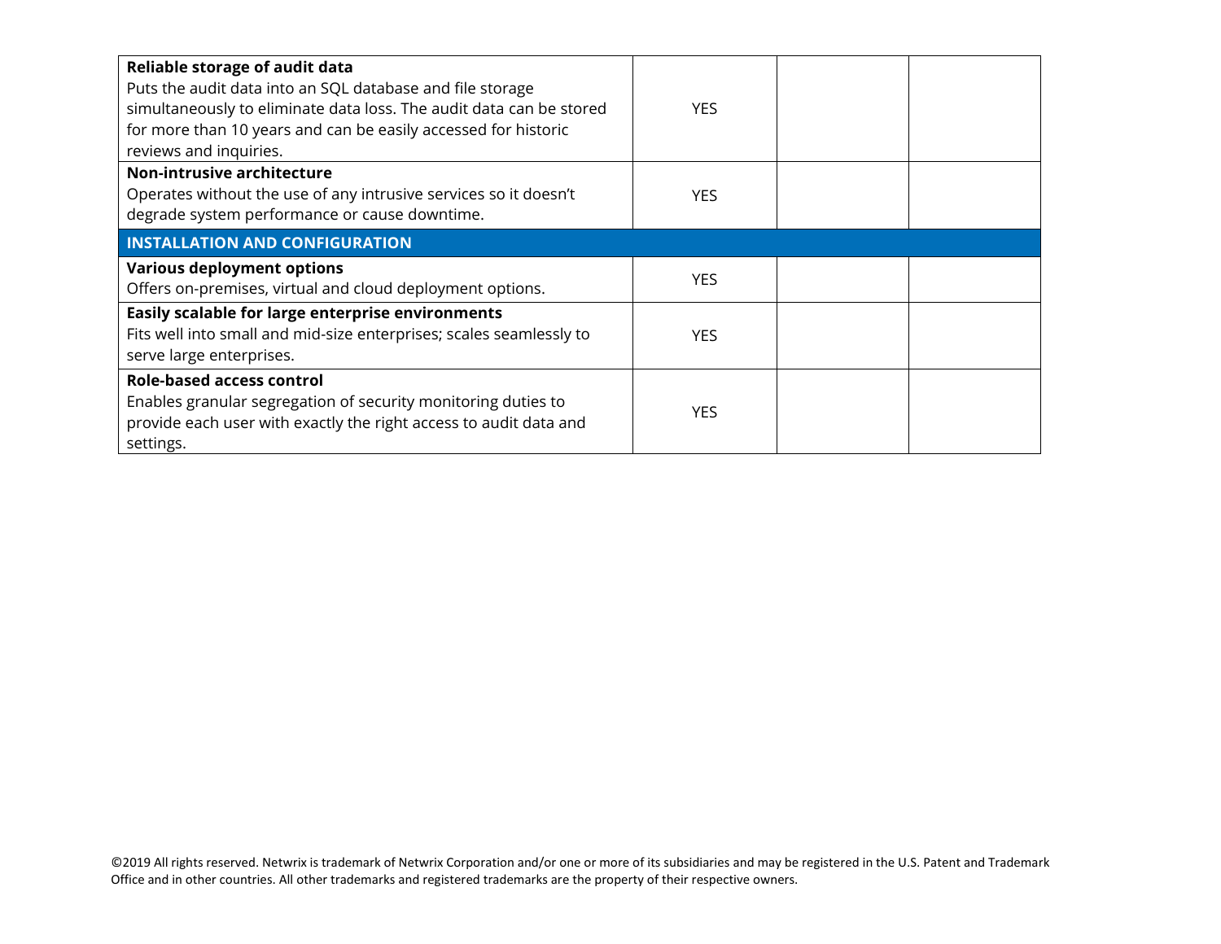| | | | |
|---|---|---|---|
| **Reliable storage of audit data**<br>Puts the audit data into an SQL database and file storage simultaneously to eliminate data loss. The audit data can be stored for more than 10 years and can be easily accessed for historic reviews and inquiries. | YES | | |
| **Non-intrusive architecture**<br>Operates without the use of any intrusive services so it doesn't degrade system performance or cause downtime. | YES | | |
| **INSTALLATION AND CONFIGURATION** | | | |
| **Various deployment options**<br>Offers on-premises, virtual and cloud deployment options. | YES | | |
| **Easily scalable for large enterprise environments**<br>Fits well into small and mid-size enterprises; scales seamlessly to serve large enterprises. | YES | | |
| **Role-based access control**<br>Enables granular segregation of security monitoring duties to provide each user with exactly the right access to audit data and settings. | YES | | |

©2019 All rights reserved. Netwrix is trademark of Netwrix Corporation and/or one or more of its subsidiaries and may be registered in the U.S. Patent and Trademark Office and in other countries. All other trademarks and registered trademarks are the property of their respective owners.